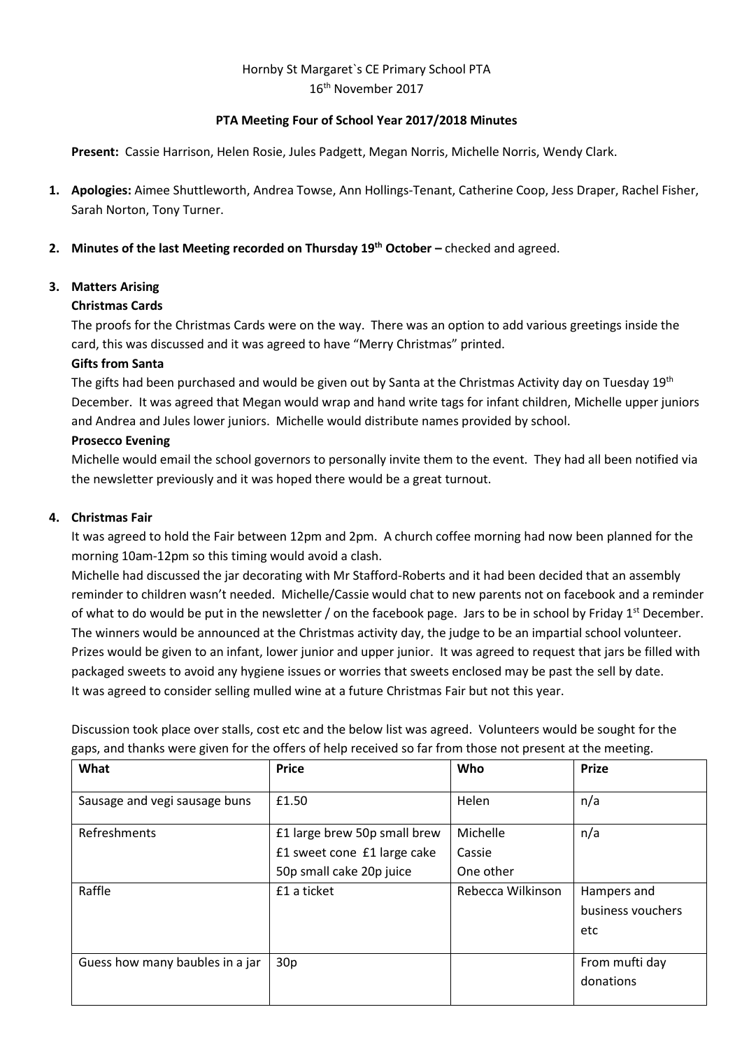Hornby St Margaret`s CE Primary School PTA
16th November 2017

**PTA Meeting Four of School Year 2017/2018 Minutes**

**Present:** Cassie Harrison, Helen Rosie, Jules Padgett, Megan Norris, Michelle Norris, Wendy Clark.

1. **Apologies:** Aimee Shuttleworth, Andrea Towse, Ann Hollings-Tenant, Catherine Coop, Jess Draper, Rachel Fisher, Sarah Norton, Tony Turner.

2. **Minutes of the last Meeting recorded on Thursday 19th October –** checked and agreed.

3. **Matters Arising**

   **Christmas Cards**

   The proofs for the Christmas Cards were on the way. There was an option to add various greetings inside the card, this was discussed and it was agreed to have "Merry Christmas" printed.

   **Gifts from Santa**

   The gifts had been purchased and would be given out by Santa at the Christmas Activity day on Tuesday 19th December. It was agreed that Megan would wrap and hand write tags for infant children, Michelle upper juniors and Andrea and Jules lower juniors. Michelle would distribute names provided by school.

   **Prosecco Evening**

   Michelle would email the school governors to personally invite them to the event. They had all been notified via the newsletter previously and it was hoped there would be a great turnout.

4. **Christmas Fair**

   It was agreed to hold the Fair between 12pm and 2pm. A church coffee morning had now been planned for the morning 10am-12pm so this timing would avoid a clash.

   Michelle had discussed the jar decorating with Mr Stafford-Roberts and it had been decided that an assembly reminder to children wasn't needed. Michelle/Cassie would chat to new parents not on facebook and a reminder of what to do would be put in the newsletter / on the facebook page. Jars to be in school by Friday 1st December. The winners would be announced at the Christmas activity day, the judge to be an impartial school volunteer. Prizes would be given to an infant, lower junior and upper junior. It was agreed to request that jars be filled with packaged sweets to avoid any hygiene issues or worries that sweets enclosed may be past the sell by date.

   It was agreed to consider selling mulled wine at a future Christmas Fair but not this year.

   Discussion took place over stalls, cost etc and the below list was agreed. Volunteers would be sought for the gaps, and thanks were given for the offers of help received so far from those not present at the meeting.

| What | Price | Who | Prize |
|---|---|---|---|
| Sausage and vegi sausage buns | £1.50 | Helen | n/a |
| Refreshments | £1 large brew 50p small brew £1 sweet cone £1 large cake 50p small cake 20p juice | Michelle Cassie One other | n/a |
| Raffle | £1 a ticket | Rebecca Wilkinson | Hampers and business vouchers etc |
| Guess how many baubles in a jar | 30p | | From mufti day donations |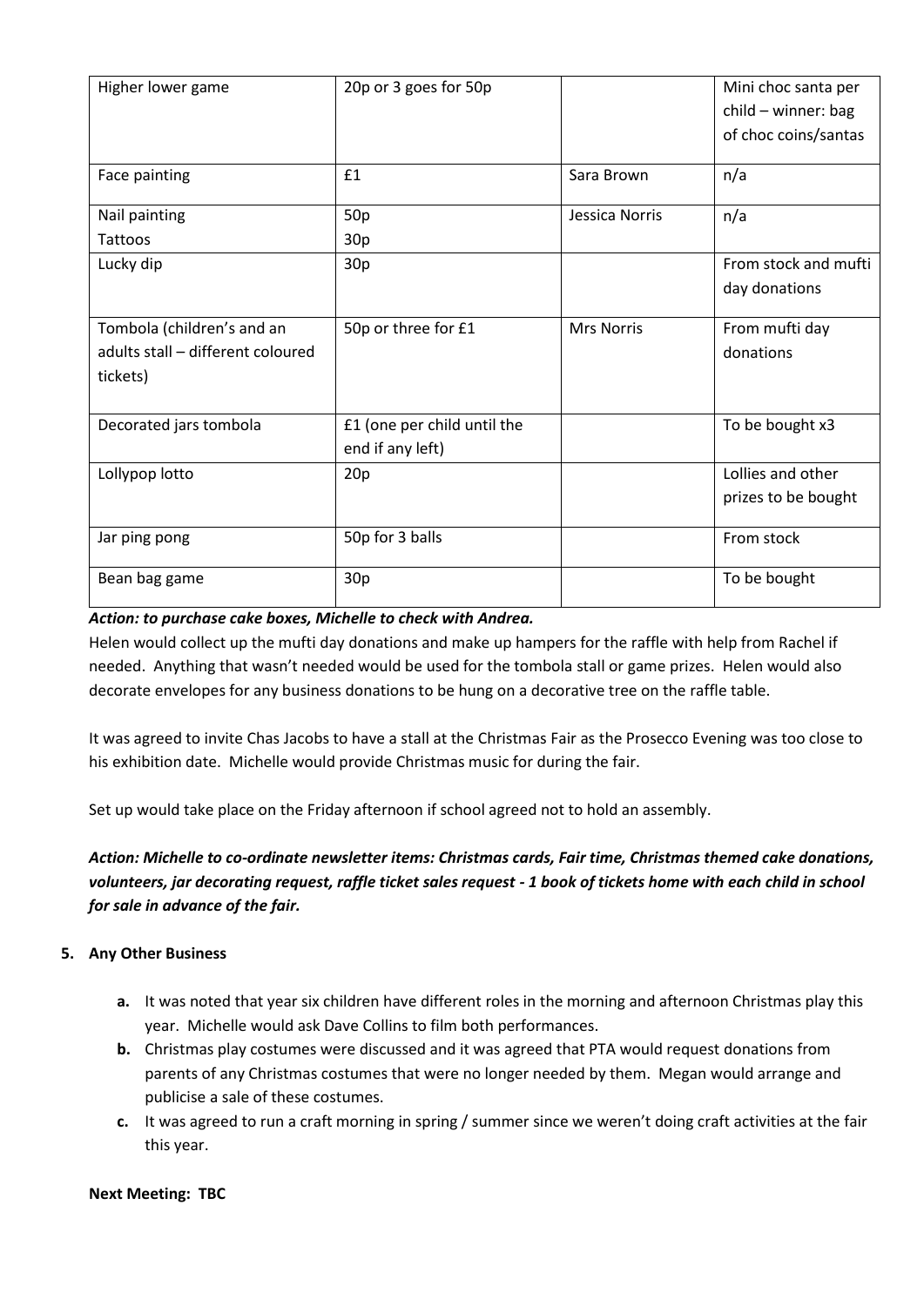| | | | |
|---|---|---|---|
| Higher lower game | 20p or 3 goes for 50p | | Mini choc santa per child – winner: bag of choc coins/santas |
| Face painting | £1 | Sara Brown | n/a |
| Nail painting<br>Tattoos | 50p<br>30p | Jessica Norris | n/a |
| Lucky dip | 30p | | From stock and mufti day donations |
| Tombola (children's and an adults stall – different coloured tickets) | 50p or three for £1 | Mrs Norris | From mufti day donations |
| Decorated jars tombola | £1 (one per child until the end if any left) | | To be bought x3 |
| Lollypop lotto | 20p | | Lollies and other prizes to be bought |
| Jar ping pong | 50p for 3 balls | | From stock |
| Bean bag game | 30p | | To be bought |

***Action: to purchase cake boxes, Michelle to check with Andrea.***

Helen would collect up the mufti day donations and make up hampers for the raffle with help from Rachel if needed. Anything that wasn't needed would be used for the tombola stall or game prizes. Helen would also decorate envelopes for any business donations to be hung on a decorative tree on the raffle table.

It was agreed to invite Chas Jacobs to have a stall at the Christmas Fair as the Prosecco Evening was too close to his exhibition date. Michelle would provide Christmas music for during the fair.

Set up would take place on the Friday afternoon if school agreed not to hold an assembly.

***Action: Michelle to co-ordinate newsletter items: Christmas cards, Fair time, Christmas themed cake donations, volunteers, jar decorating request, raffle ticket sales request - 1 book of tickets home with each child in school for sale in advance of the fair.***

5. **Any Other Business**

   a. It was noted that year six children have different roles in the morning and afternoon Christmas play this year. Michelle would ask Dave Collins to film both performances.

   b. Christmas play costumes were discussed and it was agreed that PTA would request donations from parents of any Christmas costumes that were no longer needed by them. Megan would arrange and publicise a sale of these costumes.

   c. It was agreed to run a craft morning in spring / summer since we weren't doing craft activities at the fair this year.

**Next Meeting: TBC**